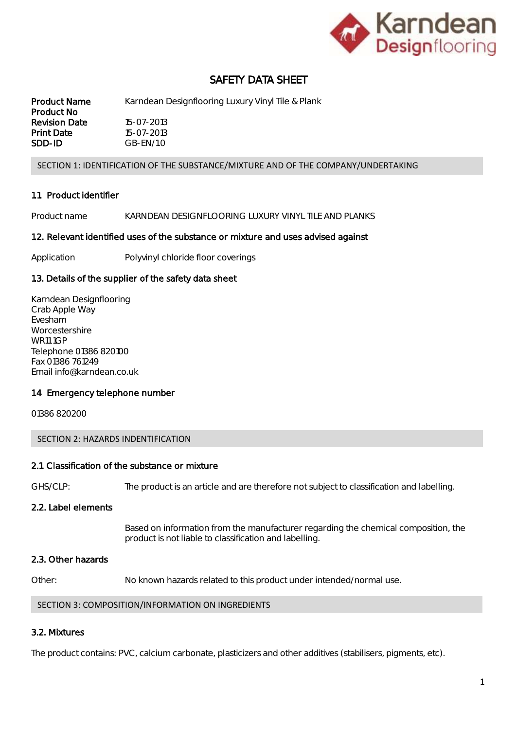# SAFETY DATA SHEET

| | |
|---|---|
| **Product Name** | Karndean Designflooring Luxury Vinyl Tile & Plank |
| **Product No** | |
| **Revision Date** | 15-07-2013 |
| **Print Date** | 15-07-2013 |
| **SDD-ID** | GB-EN/10 |

## SECTION 1: IDENTIFICATION OF THE SUBSTANCE/MIXTURE AND OF THE COMPANY/UNDERTAKING

### 1.1 Product identifier

Product name KARNDEAN DESIGNFLOORING LUXURY VINYL TILE AND PLANKS

### 1.2. Relevant identified uses of the substance or mixture and uses advised against

Application Polyvinyl chloride floor coverings

### 1.3. Details of the supplier of the safety data sheet

Karndean Designflooring
Crab Apple Way
Evesham
Worcestershire
WR11 1GP
Telephone 01386 820100
Fax 01386 761249
Email info@karndean.co.uk

### 1.4 Emergency telephone number

01386 820200

## SECTION 2: HAZARDS INDENTIFICATION

### 2.1 Classification of the substance or mixture

GHS/CLP: The product is an article and are therefore not subject to classification and labelling.

### 2.2. Label elements

Based on information from the manufacturer regarding the chemical composition, the product is not liable to classification and labelling.

### 2.3. Other hazards

Other: No known hazards related to this product under intended/normal use.

## SECTION 3: COMPOSITION/INFORMATION ON INGREDIENTS

### 3.2. Mixtures

The product contains: PVC, calcium carbonate, plasticizers and other additives (stabilisers, pigments, etc).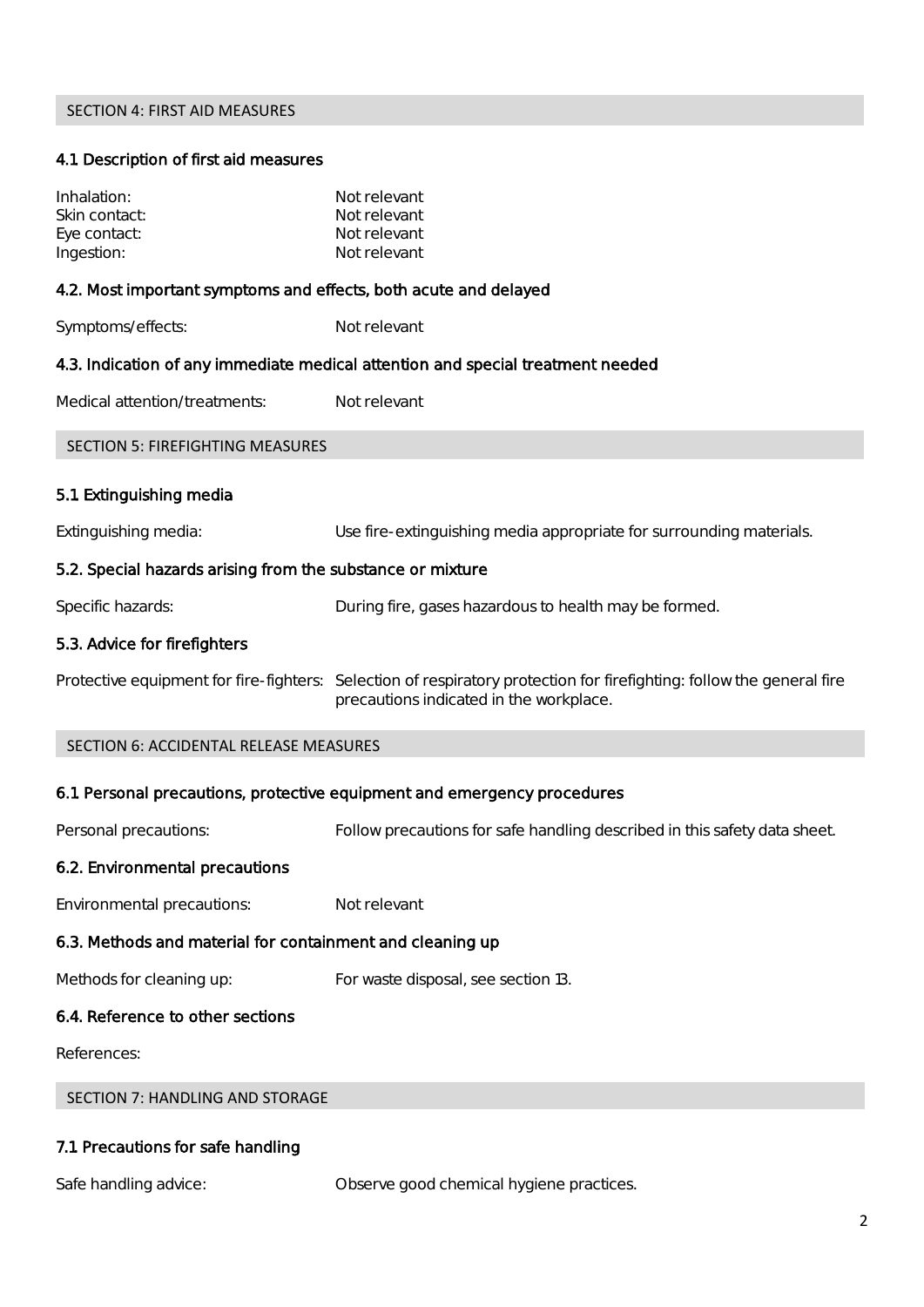## SECTION 4: FIRST AID MEASURES

### 4.1 Description of first aid measures

| | |
|---|---|
| Inhalation: | Not relevant |
| Skin contact: | Not relevant |
| Eye contact: | Not relevant |
| Ingestion: | Not relevant |

### 4.2. Most important symptoms and effects, both acute and delayed

Symptoms/effects: Not relevant

### 4.3. Indication of any immediate medical attention and special treatment needed

Medical attention/treatments: Not relevant

## SECTION 5: FIREFIGHTING MEASURES

### 5.1 Extinguishing media

Extinguishing media: Use fire-extinguishing media appropriate for surrounding materials.

### 5.2. Special hazards arising from the substance or mixture

Specific hazards: During fire, gases hazardous to health may be formed.

### 5.3. Advice for firefighters

Protective equipment for fire-fighters: Selection of respiratory protection for firefighting: follow the general fire precautions indicated in the workplace.

## SECTION 6: ACCIDENTAL RELEASE MEASURES

### 6.1 Personal precautions, protective equipment and emergency procedures

Personal precautions: Follow precautions for safe handling described in this safety data sheet.

### 6.2. Environmental precautions

Environmental precautions: Not relevant

### 6.3. Methods and material for containment and cleaning up

Methods for cleaning up: For waste disposal, see section 13.

### 6.4. Reference to other sections

References:

## SECTION 7: HANDLING AND STORAGE

### 7.1 Precautions for safe handling

Safe handling advice: Observe good chemical hygiene practices.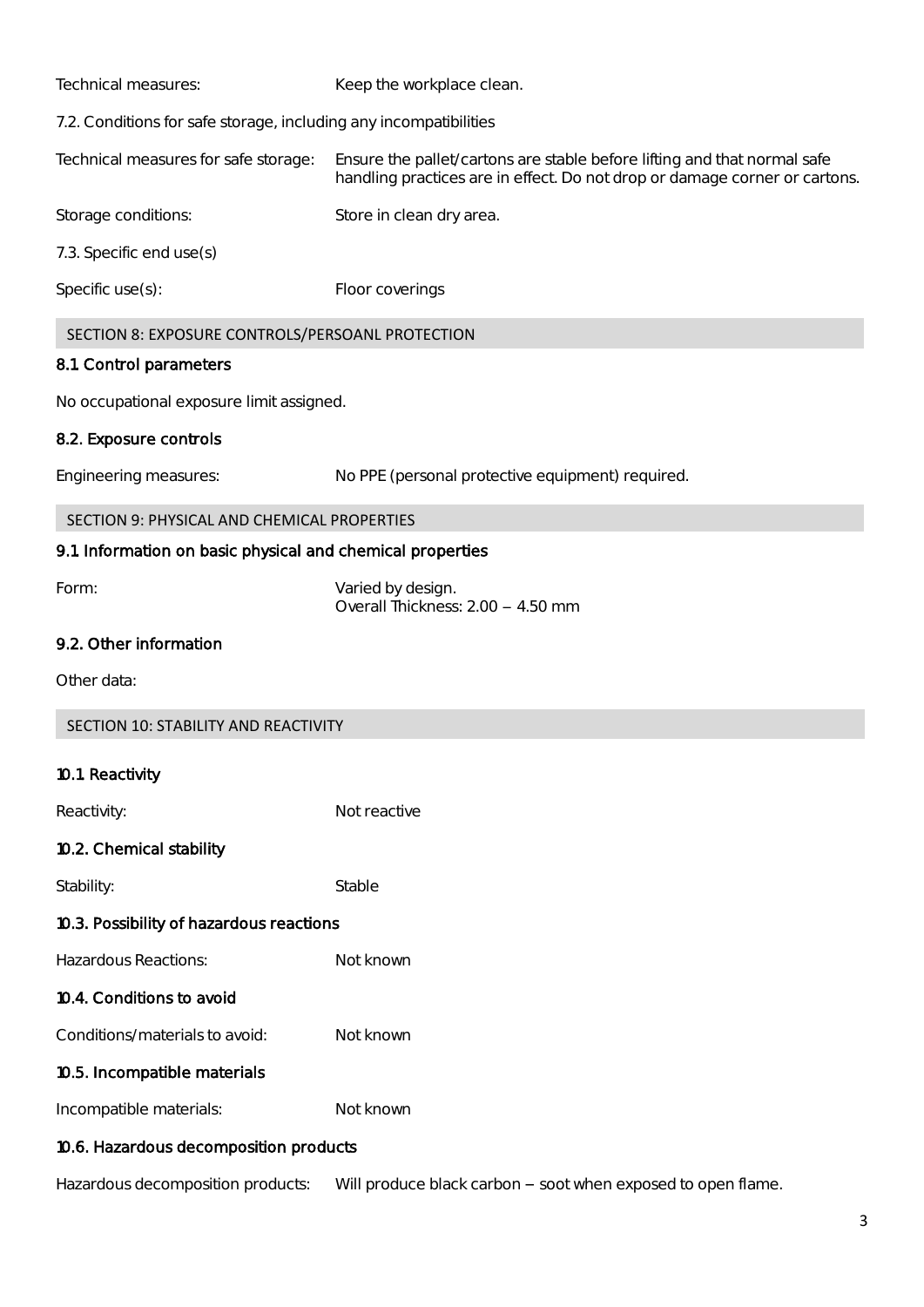Technical measures: Keep the workplace clean.

7.2. Conditions for safe storage, including any incompatibilities

Technical measures for safe storage: Ensure the pallet/cartons are stable before lifting and that normal safe handling practices are in effect. Do not drop or damage corner or cartons.

Storage conditions: Store in clean dry area.

7.3. Specific end use(s)

Specific use(s): Floor coverings

## SECTION 8: EXPOSURE CONTROLS/PERSOANL PROTECTION

### 8.1 Control parameters

No occupational exposure limit assigned.

### 8.2. Exposure controls

Engineering measures: No PPE (personal protective equipment) required.

## SECTION 9: PHYSICAL AND CHEMICAL PROPERTIES

### 9.1 Information on basic physical and chemical properties

Form: Varied by design.
Overall Thickness: 2.00 – 4.50 mm

### 9.2. Other information

Other data:

## SECTION 10: STABILITY AND REACTIVITY

### 10.1 Reactivity

Reactivity: Not reactive

### 10.2. Chemical stability

Stability: Stable

### 10.3. Possibility of hazardous reactions

Hazardous Reactions: Not known

### 10.4. Conditions to avoid

Conditions/materials to avoid: Not known

### 10.5. Incompatible materials

Incompatible materials: Not known

### 10.6. Hazardous decomposition products

Hazardous decomposition products: Will produce black carbon – soot when exposed to open flame.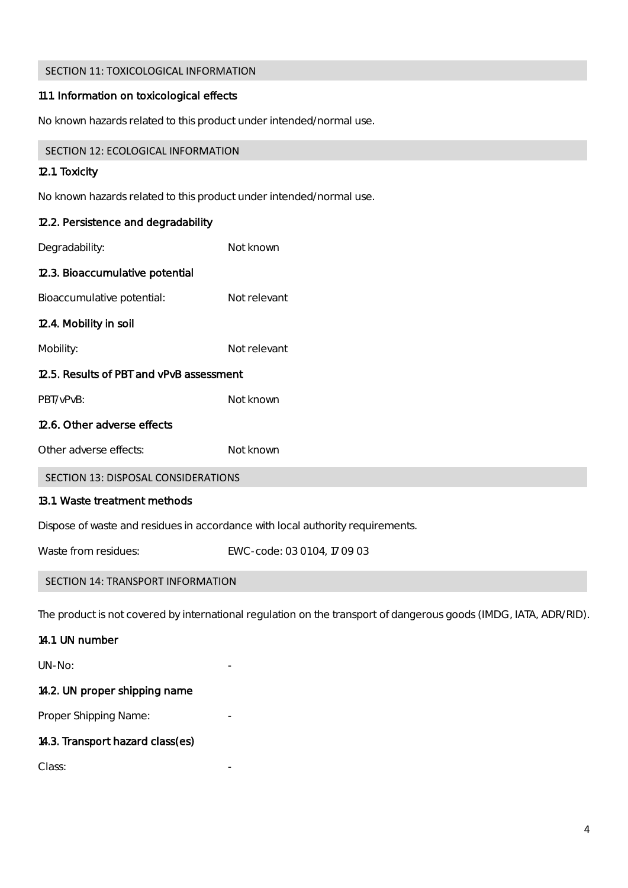## SECTION 11: TOXICOLOGICAL INFORMATION

### 11.1 Information on toxicological effects

No known hazards related to this product under intended/normal use.

## SECTION 12: ECOLOGICAL INFORMATION

### 12.1 Toxicity

No known hazards related to this product under intended/normal use.

### 12.2. Persistence and degradability

Degradability: Not known

### 12.3. Bioaccumulative potential

Bioaccumulative potential: Not relevant

### 12.4. Mobility in soil

Mobility: Not relevant

### 12.5. Results of PBT and vPvB assessment

PBT/vPvB: Not known

### 12.6. Other adverse effects

Other adverse effects: Not known

## SECTION 13: DISPOSAL CONSIDERATIONS

### 13.1 Waste treatment methods

Dispose of waste and residues in accordance with local authority requirements.

Waste from residues: EWC-code: 03 0104, 17 09 03

## SECTION 14: TRANSPORT INFORMATION

The product is not covered by international regulation on the transport of dangerous goods (IMDG, IATA, ADR/RID).

### 14.1 UN number

UN-No: -

### 14.2. UN proper shipping name

Proper Shipping Name: -

### 14.3. Transport hazard class(es)

Class: -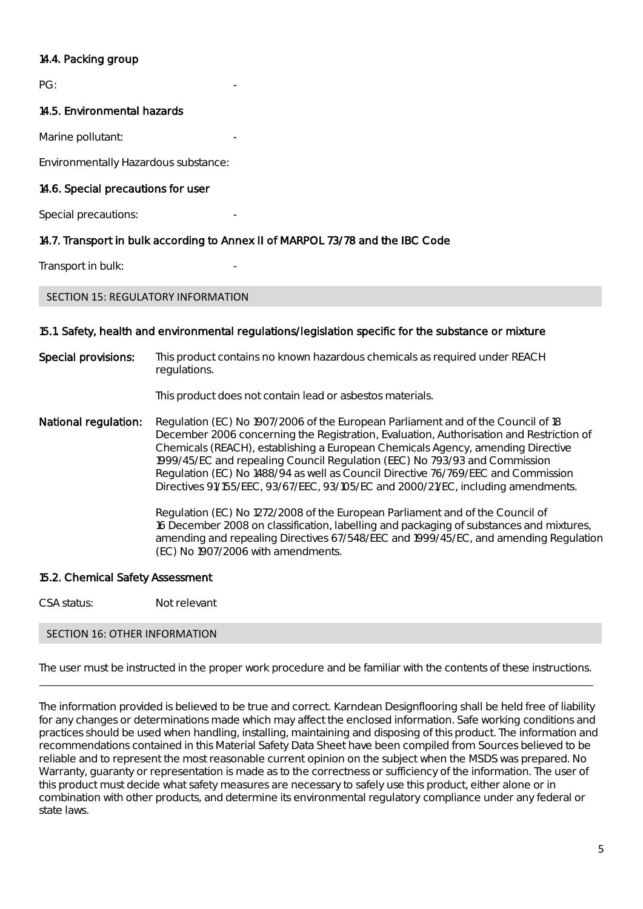### 14.4. Packing group

PG: -

### 14.5. Environmental hazards

Marine pollutant: -

Environmentally Hazardous substance:

### 14.6. Special precautions for user

Special precautions: -

### 14.7. Transport in bulk according to Annex II of MARPOL 73/78 and the IBC Code

Transport in bulk: -

## SECTION 15: REGULATORY INFORMATION

### 15.1 Safety, health and environmental regulations/legislation specific for the substance or mixture

**Special provisions:** This product contains no known hazardous chemicals as required under REACH regulations.

This product does not contain lead or asbestos materials.

**National regulation:** Regulation (EC) No 1907/2006 of the European Parliament and of the Council of 18 December 2006 concerning the Registration, Evaluation, Authorisation and Restriction of Chemicals (REACH), establishing a European Chemicals Agency, amending Directive 1999/45/EC and repealing Council Regulation (EEC) No 793/93 and Commission Regulation (EC) No 1488/94 as well as Council Directive 76/769/EEC and Commission Directives 91/155/EEC, 93/67/EEC, 93/105/EC and 2000/21/EC, including amendments.

Regulation (EC) No 1272/2008 of the European Parliament and of the Council of 16 December 2008 on classification, labelling and packaging of substances and mixtures, amending and repealing Directives 67/548/EEC and 1999/45/EC, and amending Regulation (EC) No 1907/2006 with amendments.

### 15.2. Chemical Safety Assessment

CSA status: Not relevant

## SECTION 16: OTHER INFORMATION

The user must be instructed in the proper work procedure and be familiar with the contents of these instructions.

---

The information provided is believed to be true and correct. Karndean Designflooring shall be held free of liability for any changes or determinations made which may affect the enclosed information. Safe working conditions and practices should be used when handling, installing, maintaining and disposing of this product. The information and recommendations contained in this Material Safety Data Sheet have been compiled from Sources believed to be reliable and to represent the most reasonable current opinion on the subject when the MSDS was prepared. No Warranty, guaranty or representation is made as to the correctness or sufficiency of the information. The user of this product must decide what safety measures are necessary to safely use this product, either alone or in combination with other products, and determine its environmental regulatory compliance under any federal or state laws.